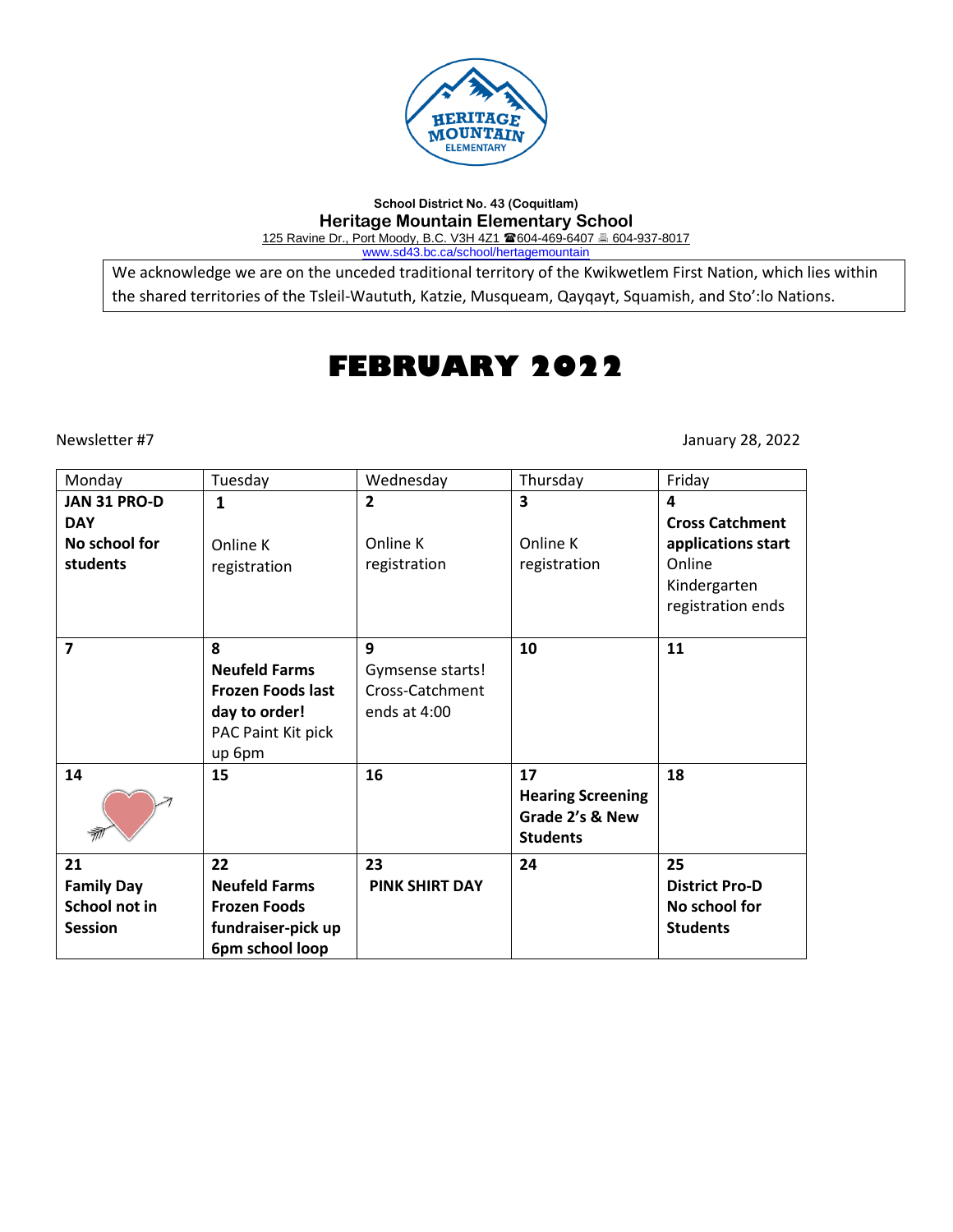School District No. 43 (Coquitlam)

**Heritage Mountain Elementary School**

125 Ravine Dr., Port Moody, B.C. V3H 4Z1 ☎604-469-6407 🖷 604-937-8017

www.sd43.bc.ca/school/hertagemountain

We acknowledge we are on the unceded traditional territory of the Kwikwetlem First Nation, which lies within the shared territories of the Tsleil-Waututh, Katzie, Musqueam, Qayqayt, Squamish, and Sto':lo Nations.

# FEBRUARY 2022

Newsletter #7

January 28, 2022

| Monday | Tuesday | Wednesday | Thursday | Friday |
|---|---|---|---|---|
| **JAN 31 PRO-D DAY** **No school for students** | **1** Online K registration | **2** Online K registration | **3** Online K registration | **4** **Cross Catchment applications start** Online Kindergarten registration ends |
| **7** | **8** **Neufeld Farms Frozen Foods last day to order!** PAC Paint Kit pick up 6pm | **9** Gymsense starts! Cross-Catchment ends at 4:00 | **10** | **11** |
| **14** | **15** | **16** | **17** **Hearing Screening Grade 2's & New Students** | **18** |
| **21** **Family Day School not in Session** | **22** **Neufeld Farms Frozen Foods fundraiser-pick up 6pm school loop** | **23** **PINK SHIRT DAY** | **24** | **25** **District Pro-D No school for Students** |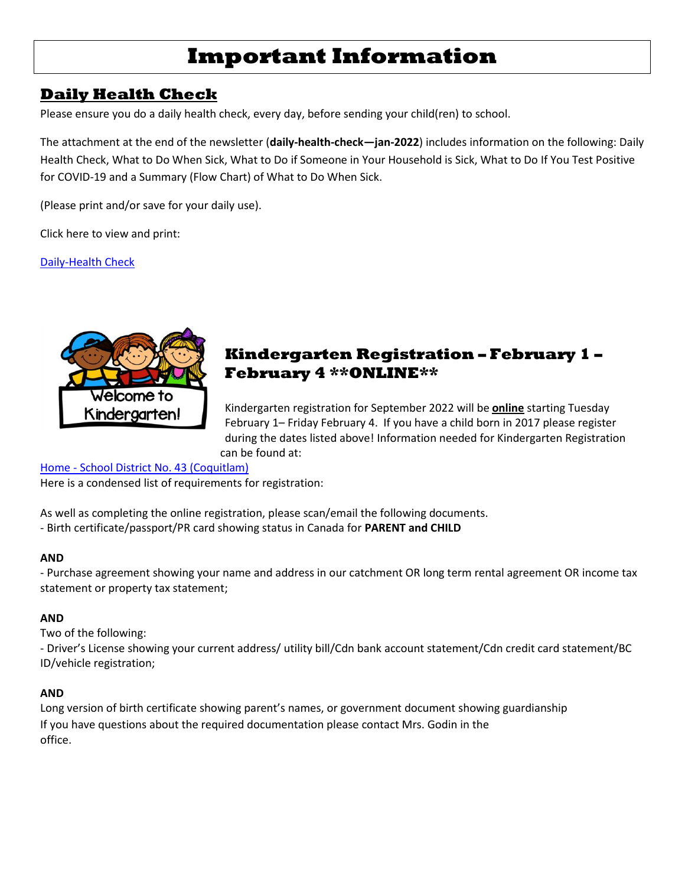# Important Information

## Daily Health Check

Please ensure you do a daily health check, every day, before sending your child(ren) to school.

The attachment at the end of the newsletter (**daily-health-check—jan-2022**) includes information on the following: Daily Health Check, What to Do When Sick, What to Do if Someone in Your Household is Sick, What to Do If You Test Positive for COVID-19 and a Summary (Flow Chart) of What to Do When Sick.

(Please print and/or save for your daily use).

Click here to view and print:

[Daily-Health Check]

## Kindergarten Registration – February 1 – February 4 **ONLINE**

Kindergarten registration for September 2022 will be **online** starting Tuesday February 1– Friday February 4. If you have a child born in 2017 please register during the dates listed above! Information needed for Kindergarten Registration can be found at:

[Home - School District No. 43 (Coquitlam)]

Here is a condensed list of requirements for registration:

As well as completing the online registration, please scan/email the following documents.

- Birth certificate/passport/PR card showing status in Canada for **PARENT and CHILD**

**AND**

- Purchase agreement showing your name and address in our catchment OR long term rental agreement OR income tax statement or property tax statement;

**AND**

Two of the following:

- Driver's License showing your current address/ utility bill/Cdn bank account statement/Cdn credit card statement/BC ID/vehicle registration;

**AND**

Long version of birth certificate showing parent's names, or government document showing guardianship

If you have questions about the required documentation please contact Mrs. Godin in the office.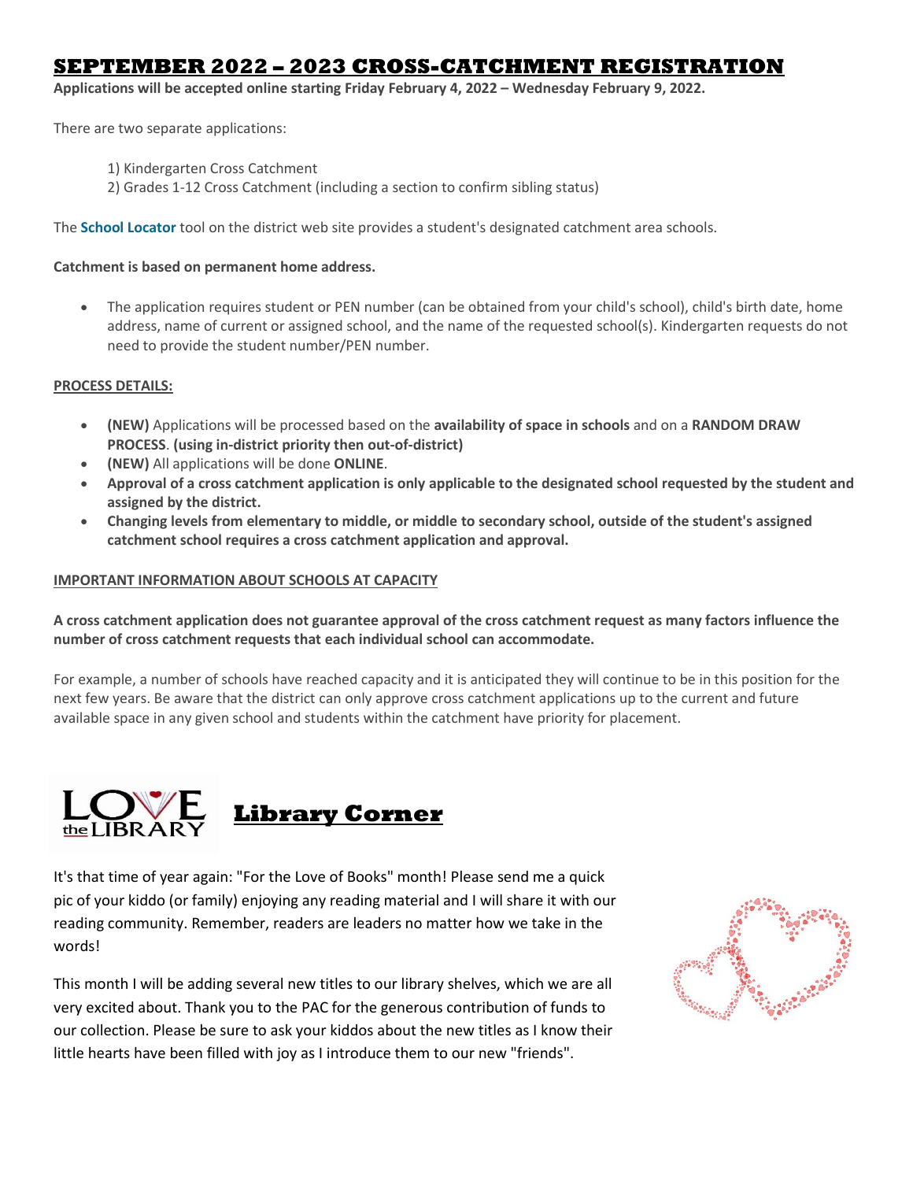# SEPTEMBER 2022 – 2023 CROSS-CATCHMENT REGISTRATION

**Applications will be accepted online starting Friday February 4, 2022 – Wednesday February 9, 2022.**

There are two separate applications:

1) Kindergarten Cross Catchment
2) Grades 1-12 Cross Catchment (including a section to confirm sibling status)

The **School Locator** tool on the district web site provides a student's designated catchment area schools.

**Catchment is based on permanent home address.**

- The application requires student or PEN number (can be obtained from your child's school), child's birth date, home address, name of current or assigned school, and the name of the requested school(s). Kindergarten requests do not need to provide the student number/PEN number.

**PROCESS DETAILS:**

- **(NEW)** Applications will be processed based on the **availability of space in schools** and on a **RANDOM DRAW PROCESS**. **(using in-district priority then out-of-district)**
- **(NEW)** All applications will be done **ONLINE**.
- **Approval of a cross catchment application is only applicable to the designated school requested by the student and assigned by the district.**
- **Changing levels from elementary to middle, or middle to secondary school, outside of the student's assigned catchment school requires a cross catchment application and approval.**

**IMPORTANT INFORMATION ABOUT SCHOOLS AT CAPACITY**

**A cross catchment application does not guarantee approval of the cross catchment request as many factors influence the number of cross catchment requests that each individual school can accommodate.**

For example, a number of schools have reached capacity and it is anticipated they will continue to be in this position for the next few years. Be aware that the district can only approve cross catchment applications up to the current and future available space in any given school and students within the catchment have priority for placement.

LOVE the LIBRARY

## Library Corner

It's that time of year again: "For the Love of Books" month! Please send me a quick pic of your kiddo (or family) enjoying any reading material and I will share it with our reading community. Remember, readers are leaders no matter how we take in the words!

This month I will be adding several new titles to our library shelves, which we are all very excited about. Thank you to the PAC for the generous contribution of funds to our collection. Please be sure to ask your kiddos about the new titles as I know their little hearts have been filled with joy as I introduce them to our new "friends".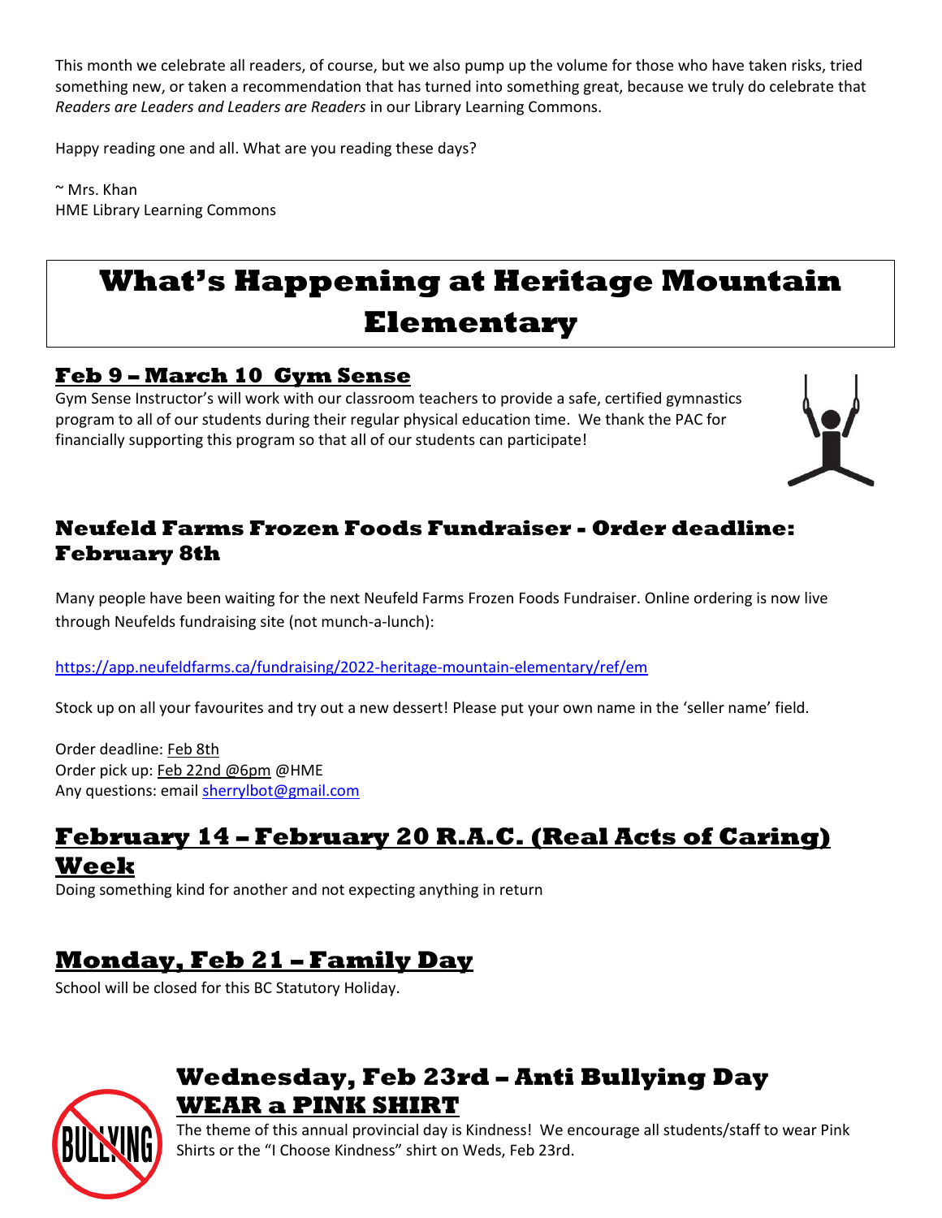This month we celebrate all readers, of course, but we also pump up the volume for those who have taken risks, tried something new, or taken a recommendation that has turned into something great, because we truly do celebrate that *Readers are Leaders and Leaders are Readers* in our Library Learning Commons.

Happy reading one and all. What are you reading these days?

~ Mrs. Khan
HME Library Learning Commons

# What's Happening at Heritage Mountain Elementary

## Feb 9 – March 10 Gym Sense

Gym Sense Instructor's will work with our classroom teachers to provide a safe, certified gymnastics program to all of our students during their regular physical education time. We thank the PAC for financially supporting this program so that all of our students can participate!

## Neufeld Farms Frozen Foods Fundraiser - Order deadline: February 8th

Many people have been waiting for the next Neufeld Farms Frozen Foods Fundraiser. Online ordering is now live through Neufelds fundraising site (not munch-a-lunch):

https://app.neufeldfarms.ca/fundraising/2022-heritage-mountain-elementary/ref/em

Stock up on all your favourites and try out a new dessert! Please put your own name in the 'seller name' field.

Order deadline: Feb 8th
Order pick up: Feb 22nd @6pm @HME
Any questions: email sherrylbot@gmail.com

## February 14 – February 20 R.A.C. (Real Acts of Caring) Week

Doing something kind for another and not expecting anything in return

## Monday, Feb 21 – Family Day

School will be closed for this BC Statutory Holiday.

## Wednesday, Feb 23rd – Anti Bullying Day WEAR a PINK SHIRT

The theme of this annual provincial day is Kindness! We encourage all students/staff to wear Pink Shirts or the "I Choose Kindness" shirt on Weds, Feb 23rd.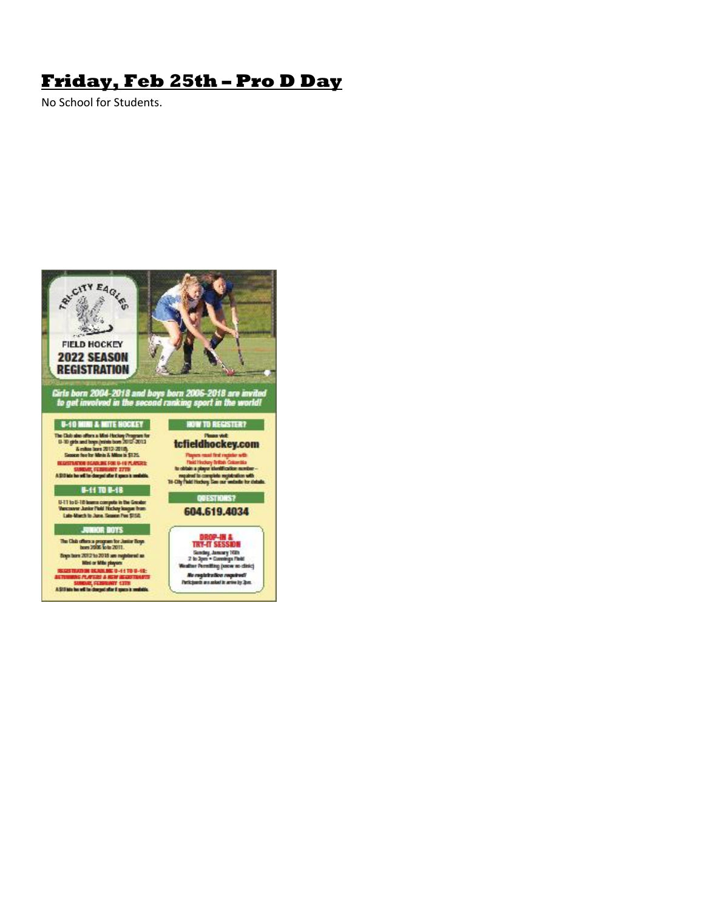# Friday, Feb 25th – Pro D Day

No School for Students.

TRI-CITY EAGLES

FIELD HOCKEY

2022 SEASON REGISTRATION

*Girls born 2004-2018 and boys born 2006-2018 are invited to get involved in the second ranking sport in the world!*

**U-10 MINI & MITE HOCKEY**

The Club also offers a Mini-Hockey Program for U-10 girls and boys (minis born 2012-2013 & mites born 2012-2018). Season fee for Minis & Mites is $125.

REGISTRATION DEADLINE FOR U-10 PLAYERS: SUNDAY, FEBRUARY 27TH

A $10 late fee will be charged after if space is available.

**U-11 TO U-18**

U-11 to U-18 teams compete in the Greater Vancouver Junior Field Hockey league from Late-March to June. Season Fee $150.

**JUNIOR BOYS**

The Club offers a program for Junior Boys born 2006 to to 2011.

Boys born 2012 to 2018 are registered as Mini or Mite players.

REGISTRATION DEADLINE U-11 TO U-18: RETURNING PLAYERS & NEW REGISTRANTS SUNDAY, FEBRUARY 13TH

A $10 late fee will be charged after if space is available.

**HOW TO REGISTER?**

Please visit:

tcfieldhockey.com

Players must first register with Field Hockey British Columbia to obtain a player identification number – required to complete registration with Tri-City Field Hockey. See our website for details.

**QUESTIONS?**

604.619.4034

**DROP-IN & TRY-IT SESSION**

Sunday, January 16th

2 to 3pm • Cunnings Field

Weather Permitting (snow no clinic)

*No registration required!*

Participants are asked to arrive by 2pm.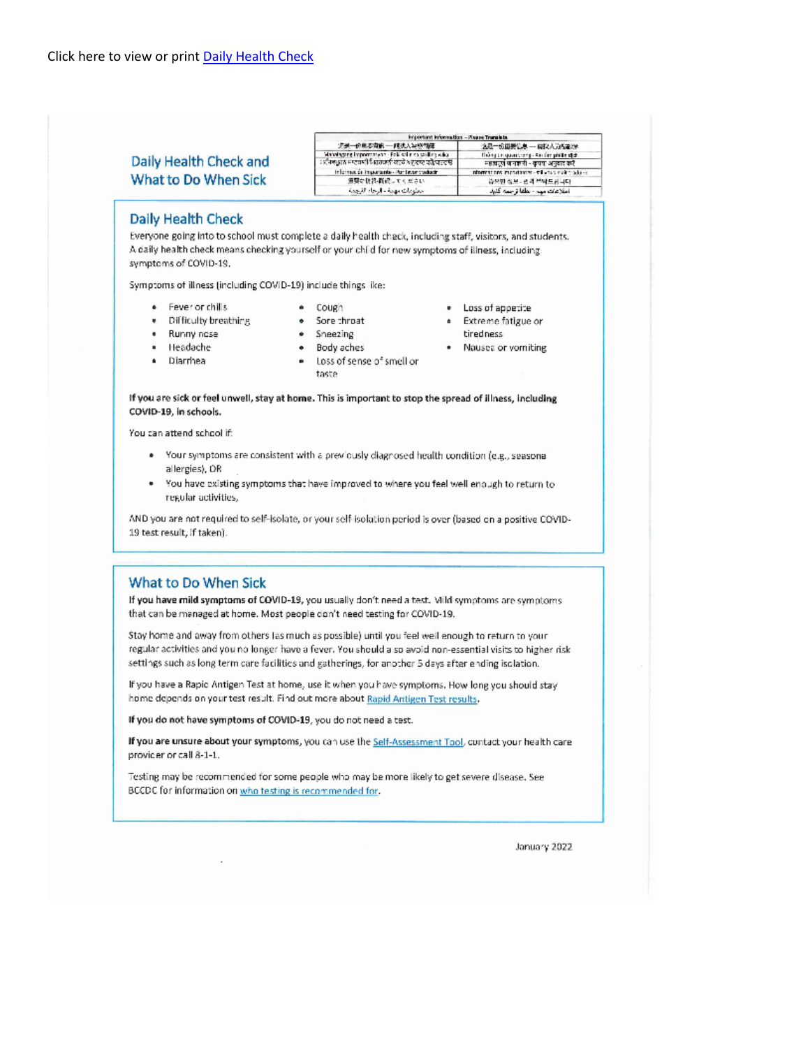Click here to view or print Daily Health Check

## Daily Health Check and What to Do When Sick

| Important Information – Please Translate | |
|---|---|
| 重要信息 — 请找人为您翻译 | 重要信息 — 請找人為您翻譯 |
| Mahalagang Impormasyon – Pakisalin sa wika | Thông tin quan trọng – Xin làm phiên dịch |
| ਮਹੱਤਵਪੂਰਨ ਜਾਣਕਾਰੀ - ਕਿਰਪਾ ਕਰਕੇ ਇਸਦਾ ਅਨੁਵਾਦ ਕਰੋ | महत्वपूर्ण जानकारी - कृपया अनुवाद करें |
| Información importante – Por favor traducir | Information importante – Veuillez traduire |
| 重要な情報 – 翻訳してください | 중요한 정보 – 번역해주십시오 |
| معلومات مهمة - الرجاء الترجمة | اطلاعات مهم - لطفا ترجمه کنید |

## Daily Health Check

Everyone going into to school must complete a daily health check, including staff, visitors, and students. A daily health check means checking yourself or your child for new symptoms of illness, including symptoms of COVID-19.

Symptoms of illness (including COVID-19) include things like:

- Fever or chills
- Difficulty breathing
- Runny nose
- Headache
- Diarrhea
- Cough
- Sore throat
- Sneezing
- Body aches
- Loss of sense of smell or taste
- Loss of appetite
- Extreme fatigue or tiredness
- Nausea or vomiting

**If you are sick or feel unwell, stay at home. This is important to stop the spread of illness, including COVID-19, in schools.**

You can attend school if:

- Your symptoms are consistent with a previously diagnosed health condition (e.g., seasonal allergies), OR
- You have existing symptoms that have improved to where you feel well enough to return to regular activities,

AND you are not required to self-isolate, or your self-isolation period is over (based on a positive COVID-19 test result, if taken).

## What to Do When Sick

**If you have mild symptoms of COVID-19**, you usually don't need a test. Mild symptoms are symptoms that can be managed at home. Most people don't need testing for COVID-19.

Stay home and away from others (as much as possible) until you feel well enough to return to your regular activities and you no longer have a fever. You should also avoid non-essential visits to higher risk settings such as long term care facilities and gatherings, for another 5 days after ending isolation.

If you have a Rapid Antigen Test at home, use it when you have symptoms. How long you should stay home depends on your test result. Find out more about Rapid Antigen Test results.

**If you do not have symptoms of COVID-19**, you do not need a test.

**If you are unsure about your symptoms**, you can use the Self-Assessment Tool, contact your health care provider or call 8-1-1.

Testing may be recommended for some people who may be more likely to get severe disease. See BCCDC for information on who testing is recommended for.

January 2022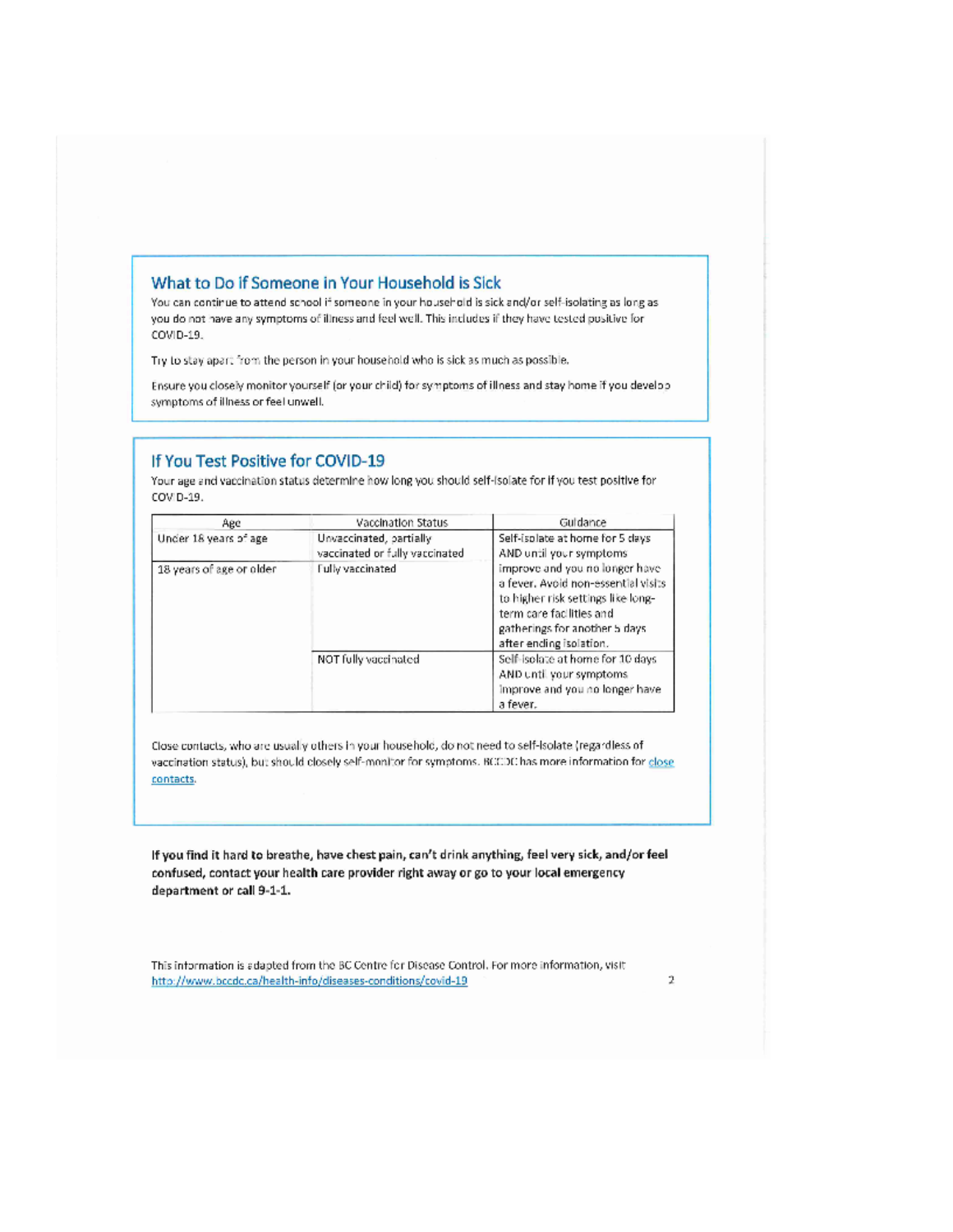## What to Do if Someone in Your Household is Sick

You can continue to attend school if someone in your household is sick and/or self-isolating as long as you do not have any symptoms of illness and feel well. This includes if they have tested positive for COVID-19.

Try to stay apart from the person in your household who is sick as much as possible.

Ensure you closely monitor yourself (or your child) for symptoms of illness and stay home if you develop symptoms of illness or feel unwell.

## If You Test Positive for COVID-19

Your age and vaccination status determine how long you should self-isolate for if you test positive for COVID-19.

| Age | Vaccination Status | Guidance |
|---|---|---|
| Under 18 years of age | Unvaccinated, partially vaccinated or fully vaccinated | Self-isolate at home for 5 days AND until your symptoms improve and you no longer have a fever. Avoid non-essential visits to higher risk settings like long-term care facilities and gatherings for another 5 days after ending isolation. |
| 18 years of age or older | Fully vaccinated | |
| | NOT fully vaccinated | Self-isolate at home for 10 days AND until your symptoms improve and you no longer have a fever. |

Close contacts, who are usually others in your household, do not need to self-isolate (regardless of vaccination status), but should closely self-monitor for symptoms. BCCDC has more information for close contacts.

**If you find it hard to breathe, have chest pain, can't drink anything, feel very sick, and/or feel confused, contact your health care provider right away or go to your local emergency department or call 9-1-1.**

This information is adapted from the BC Centre for Disease Control. For more information, visit http://www.bccdc.ca/health-info/diseases-conditions/covid-19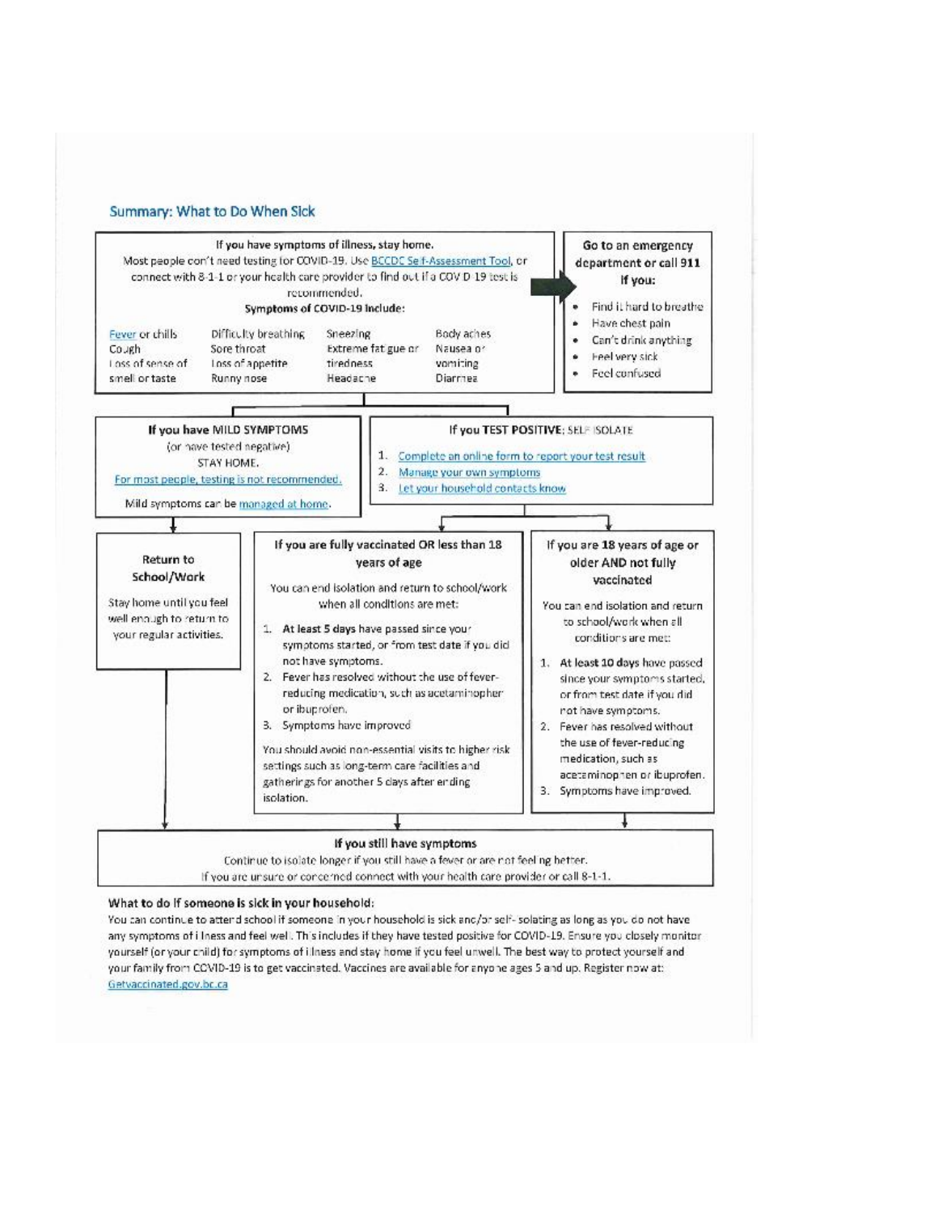## Summary: What to Do When Sick

**If you have symptoms of illness, stay home.**

Most people don't need testing for COVID-19. Use BCCDC Self-Assessment Tool, or connect with 8-1-1 or your health care provider to find out if a COVID-19 test is recommended.

**Symptoms of COVID-19 include:**

- Fever or chills
- Cough
- Loss of sense of smell or taste
- Difficulty breathing
- Sore throat
- Loss of appetite
- Runny nose
- Sneezing
- Extreme fatigue or tiredness
- Headache
- Body aches
- Nausea or vomiting
- Diarrhea

**Go to an emergency department or call 911 if you:**

- Find it hard to breathe
- Have chest pain
- Can't drink anything
- Feel very sick
- Feel confused

**If you have MILD SYMPTOMS**
(or have tested negative)
STAY HOME.
For most people, testing is not recommended.

Mild symptoms can be managed at home.

**Return to School/Work**

Stay home until you feel well enough to return to your regular activities.

**If you TEST POSITIVE**: SELF ISOLATE

1. Complete an online form to report your test result
2. Manage your own symptoms
3. Let your household contacts know

**If you are fully vaccinated OR less than 18 years of age**

You can end isolation and return to school/work when all conditions are met:

1. **At least 5 days** have passed since your symptoms started, or from test date if you did not have symptoms.
2. Fever has resolved without the use of fever-reducing medication, such as acetaminophen or ibuprofen.
3. Symptoms have improved

You should avoid non-essential visits to higher risk settings such as long-term care facilities and gatherings for another 5 days after ending isolation.

**If you are 18 years of age or older AND not fully vaccinated**

You can end isolation and return to school/work when all conditions are met:

1. **At least 10 days** have passed since your symptoms started, or from test date if you did not have symptoms.
2. Fever has resolved without the use of fever-reducing medication, such as acetaminophen or ibuprofen.
3. Symptoms have improved.

**If you still have symptoms**

Continue to isolate longer if you still have a fever or are not feeling better.
If you are unsure or concerned connect with your health care provider or call 8-1-1.

**What to do if someone is sick in your household:**

You can continue to attend school if someone in your household is sick and/or self-isolating as long as you do not have any symptoms of illness and feel well. This includes if they have tested positive for COVID-19. Ensure you closely monitor yourself (or your child) for symptoms of illness and stay home if you feel unwell. The best way to protect yourself and your family from COVID-19 is to get vaccinated. Vaccines are available for anyone ages 5 and up. Register now at: Getvaccinated.gov.bc.ca